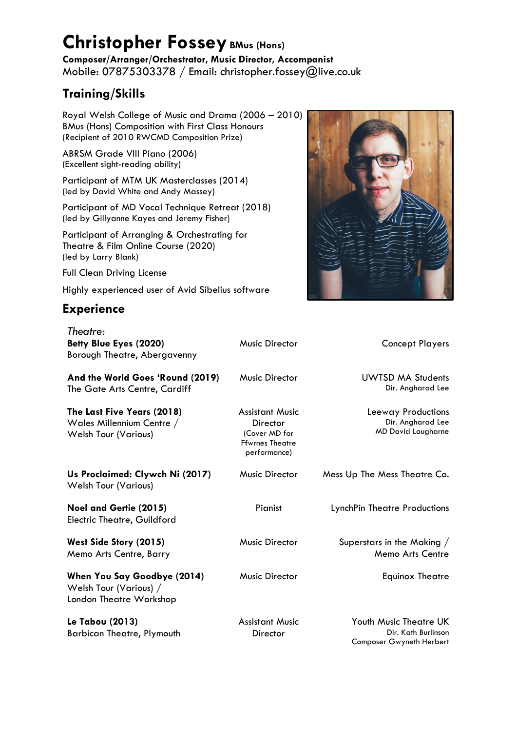# Christopher Fossey **BMus (Hons)**

**Composer/Arranger/Orchestrator, Music Director, Accompanist**
Mobile: 07875303378 / Email: christopher.fossey@live.co.uk

## Training/Skills

Royal Welsh College of Music and Drama (2006 – 2010)
BMus (Hons) Composition with First Class Honours
(Recipient of 2010 RWCMD Composition Prize)

ABRSM Grade VIII Piano (2006)
(Excellent sight-reading ability)

Participant of MTM UK Masterclasses (2014)
(led by David White and Andy Massey)

Participant of MD Vocal Technique Retreat (2018)
(led by Gillyanne Kayes and Jeremy Fisher)

Participant of Arranging & Orchestrating for Theatre & Film Online Course (2020)
(led by Larry Blank)

Full Clean Driving License

Highly experienced user of Avid Sibelius software

## Experience

*Theatre:*

| Production | Role | Company |
|---|---|---|
| **Betty Blue Eyes (2020)**<br>Borough Theatre, Abergavenny | Music Director | Concept Players |
| **And the World Goes 'Round (2019)**<br>The Gate Arts Centre, Cardiff | Music Director | UWTSD MA Students<br>Dir. Angharad Lee |
| **The Last Five Years (2018)**<br>Wales Millennium Centre / Welsh Tour (Various) | Assistant Music Director<br>(Cover MD for Ffwrnes Theatre performance) | Leeway Productions<br>Dir. Angharad Lee<br>MD David Laugharne |
| **Us Proclaimed: Clywch Ni (2017)**<br>Welsh Tour (Various) | Music Director | Mess Up The Mess Theatre Co. |
| **Noel and Gertie (2015)**<br>Electric Theatre, Guildford | Pianist | LynchPin Theatre Productions |
| **West Side Story (2015)**<br>Memo Arts Centre, Barry | Music Director | Superstars in the Making / Memo Arts Centre |
| **When You Say Goodbye (2014)**<br>Welsh Tour (Various) / London Theatre Workshop | Music Director | Equinox Theatre |
| **Le Tabou (2013)**<br>Barbican Theatre, Plymouth | Assistant Music Director | Youth Music Theatre UK<br>Dir. Kath Burlinson<br>Composer Gwyneth Herbert |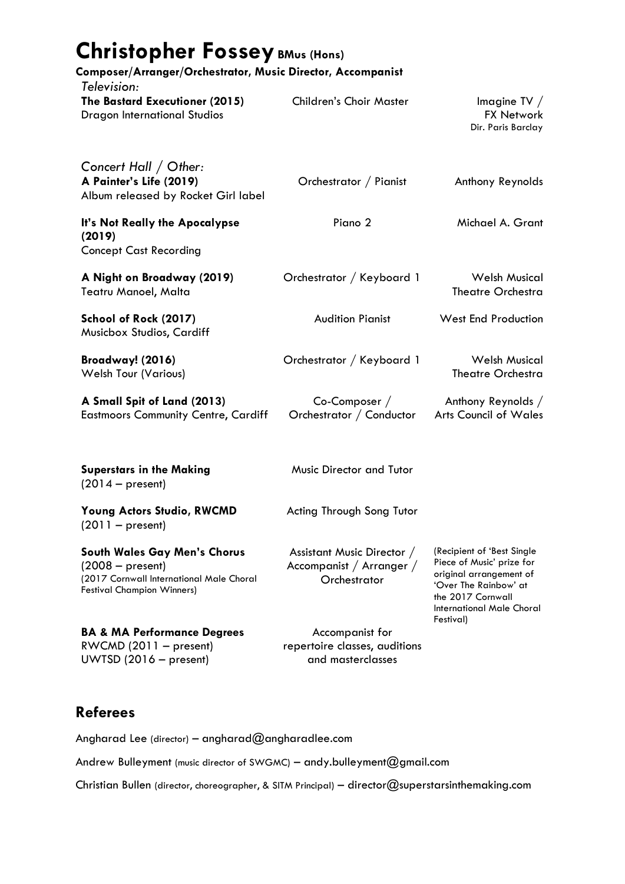# Christopher Fossey BMus (Hons)

**Composer/Arranger/Orchestrator, Music Director, Accompanist**

*Television:*

| | | |
|---|---|---|
| **The Bastard Executioner (2015)**<br>Dragon International Studios | Children's Choir Master | Imagine TV / FX Network<br>Dir. Paris Barclay |

*Concert Hall / Other:*

| | | |
|---|---|---|
| **A Painter's Life (2019)**<br>Album released by Rocket Girl label | Orchestrator / Pianist | Anthony Reynolds |
| **It's Not Really the Apocalypse (2019)**<br>Concept Cast Recording | Piano 2 | Michael A. Grant |
| **A Night on Broadway (2019)**<br>Teatru Manoel, Malta | Orchestrator / Keyboard 1 | Welsh Musical Theatre Orchestra |
| **School of Rock (2017)**<br>Musicbox Studios, Cardiff | Audition Pianist | West End Production |
| **Broadway! (2016)**<br>Welsh Tour (Various) | Orchestrator / Keyboard 1 | Welsh Musical Theatre Orchestra |
| **A Small Spit of Land (2013)**<br>Eastmoors Community Centre, Cardiff | Co-Composer / Orchestrator / Conductor | Anthony Reynolds / Arts Council of Wales |
| **Superstars in the Making**<br>(2014 – present) | Music Director and Tutor | |
| **Young Actors Studio, RWCMD**<br>(2011 – present) | Acting Through Song Tutor | |
| **South Wales Gay Men's Chorus**<br>(2008 – present)<br>(2017 Cornwall International Male Choral Festival Champion Winners) | Assistant Music Director / Accompanist / Arranger / Orchestrator | (Recipient of 'Best Single Piece of Music' prize for original arrangement of 'Over The Rainbow' at the 2017 Cornwall International Male Choral Festival) |
| **BA & MA Performance Degrees**<br>RWCMD (2011 – present)<br>UWTSD (2016 – present) | Accompanist for repertoire classes, auditions and masterclasses | |

## Referees

Angharad Lee (director) – angharad@angharadlee.com

Andrew Bulleyment (music director of SWGMC) – andy.bulleyment@gmail.com

Christian Bullen (director, choreographer, & SITM Principal) – director@superstarsinthemaking.com